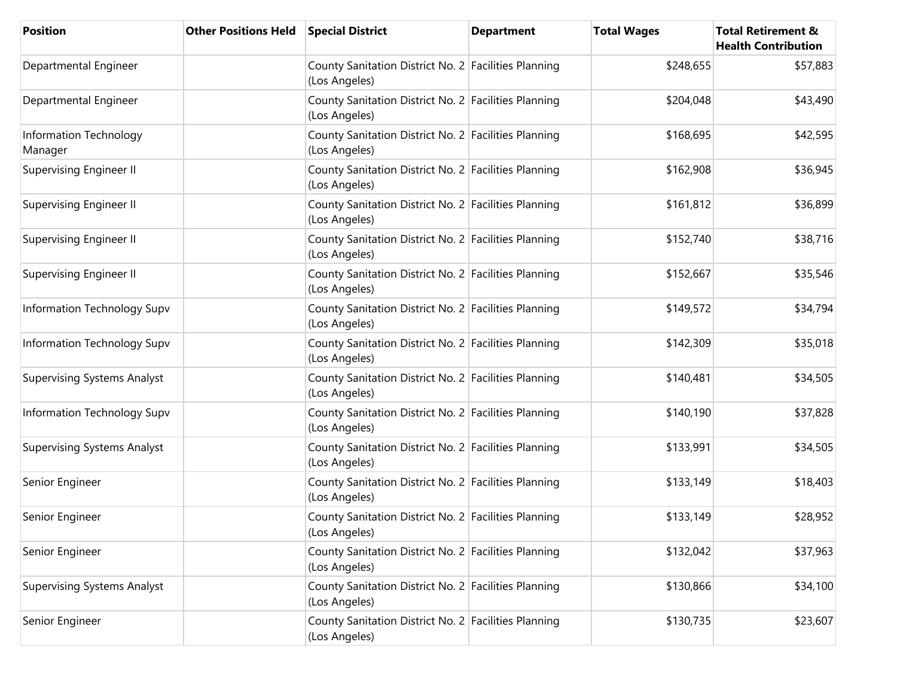| Position | Other Positions Held | Special District | Department | Total Wages | Total Retirement & Health Contribution |
|---|---|---|---|---|---|
| Departmental Engineer | | County Sanitation District No. 2 (Los Angeles) | Facilities Planning | $248,655 | $57,883 |
| Departmental Engineer | | County Sanitation District No. 2 (Los Angeles) | Facilities Planning | $204,048 | $43,490 |
| Information Technology Manager | | County Sanitation District No. 2 (Los Angeles) | Facilities Planning | $168,695 | $42,595 |
| Supervising Engineer II | | County Sanitation District No. 2 (Los Angeles) | Facilities Planning | $162,908 | $36,945 |
| Supervising Engineer II | | County Sanitation District No. 2 (Los Angeles) | Facilities Planning | $161,812 | $36,899 |
| Supervising Engineer II | | County Sanitation District No. 2 (Los Angeles) | Facilities Planning | $152,740 | $38,716 |
| Supervising Engineer II | | County Sanitation District No. 2 (Los Angeles) | Facilities Planning | $152,667 | $35,546 |
| Information Technology Supv | | County Sanitation District No. 2 (Los Angeles) | Facilities Planning | $149,572 | $34,794 |
| Information Technology Supv | | County Sanitation District No. 2 (Los Angeles) | Facilities Planning | $142,309 | $35,018 |
| Supervising Systems Analyst | | County Sanitation District No. 2 (Los Angeles) | Facilities Planning | $140,481 | $34,505 |
| Information Technology Supv | | County Sanitation District No. 2 (Los Angeles) | Facilities Planning | $140,190 | $37,828 |
| Supervising Systems Analyst | | County Sanitation District No. 2 (Los Angeles) | Facilities Planning | $133,991 | $34,505 |
| Senior Engineer | | County Sanitation District No. 2 (Los Angeles) | Facilities Planning | $133,149 | $18,403 |
| Senior Engineer | | County Sanitation District No. 2 (Los Angeles) | Facilities Planning | $133,149 | $28,952 |
| Senior Engineer | | County Sanitation District No. 2 (Los Angeles) | Facilities Planning | $132,042 | $37,963 |
| Supervising Systems Analyst | | County Sanitation District No. 2 (Los Angeles) | Facilities Planning | $130,866 | $34,100 |
| Senior Engineer | | County Sanitation District No. 2 (Los Angeles) | Facilities Planning | $130,735 | $23,607 |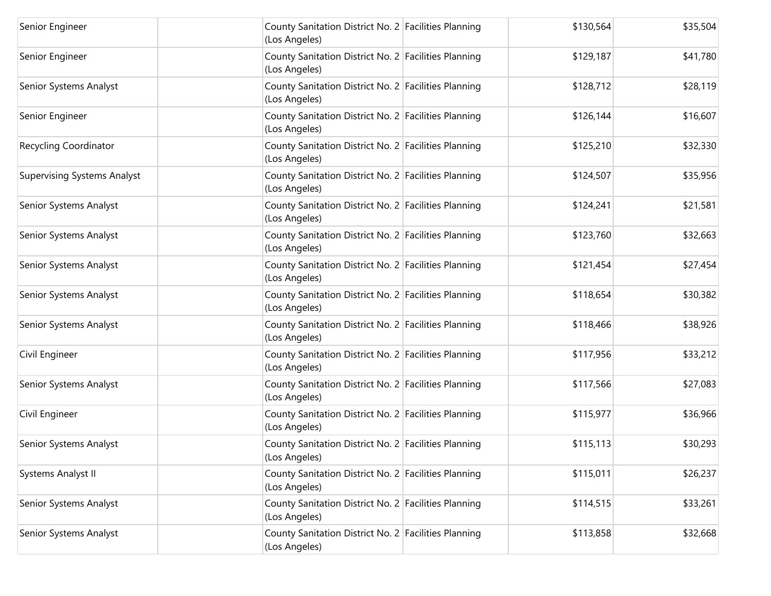| | | | | | |
|---|---|---|---|---|---|
| Senior Engineer | | County Sanitation District No. 2 (Los Angeles) | Facilities Planning | $130,564 | $35,504 |
| Senior Engineer | | County Sanitation District No. 2 (Los Angeles) | Facilities Planning | $129,187 | $41,780 |
| Senior Systems Analyst | | County Sanitation District No. 2 (Los Angeles) | Facilities Planning | $128,712 | $28,119 |
| Senior Engineer | | County Sanitation District No. 2 (Los Angeles) | Facilities Planning | $126,144 | $16,607 |
| Recycling Coordinator | | County Sanitation District No. 2 (Los Angeles) | Facilities Planning | $125,210 | $32,330 |
| Supervising Systems Analyst | | County Sanitation District No. 2 (Los Angeles) | Facilities Planning | $124,507 | $35,956 |
| Senior Systems Analyst | | County Sanitation District No. 2 (Los Angeles) | Facilities Planning | $124,241 | $21,581 |
| Senior Systems Analyst | | County Sanitation District No. 2 (Los Angeles) | Facilities Planning | $123,760 | $32,663 |
| Senior Systems Analyst | | County Sanitation District No. 2 (Los Angeles) | Facilities Planning | $121,454 | $27,454 |
| Senior Systems Analyst | | County Sanitation District No. 2 (Los Angeles) | Facilities Planning | $118,654 | $30,382 |
| Senior Systems Analyst | | County Sanitation District No. 2 (Los Angeles) | Facilities Planning | $118,466 | $38,926 |
| Civil Engineer | | County Sanitation District No. 2 (Los Angeles) | Facilities Planning | $117,956 | $33,212 |
| Senior Systems Analyst | | County Sanitation District No. 2 (Los Angeles) | Facilities Planning | $117,566 | $27,083 |
| Civil Engineer | | County Sanitation District No. 2 (Los Angeles) | Facilities Planning | $115,977 | $36,966 |
| Senior Systems Analyst | | County Sanitation District No. 2 (Los Angeles) | Facilities Planning | $115,113 | $30,293 |
| Systems Analyst II | | County Sanitation District No. 2 (Los Angeles) | Facilities Planning | $115,011 | $26,237 |
| Senior Systems Analyst | | County Sanitation District No. 2 (Los Angeles) | Facilities Planning | $114,515 | $33,261 |
| Senior Systems Analyst | | County Sanitation District No. 2 (Los Angeles) | Facilities Planning | $113,858 | $32,668 |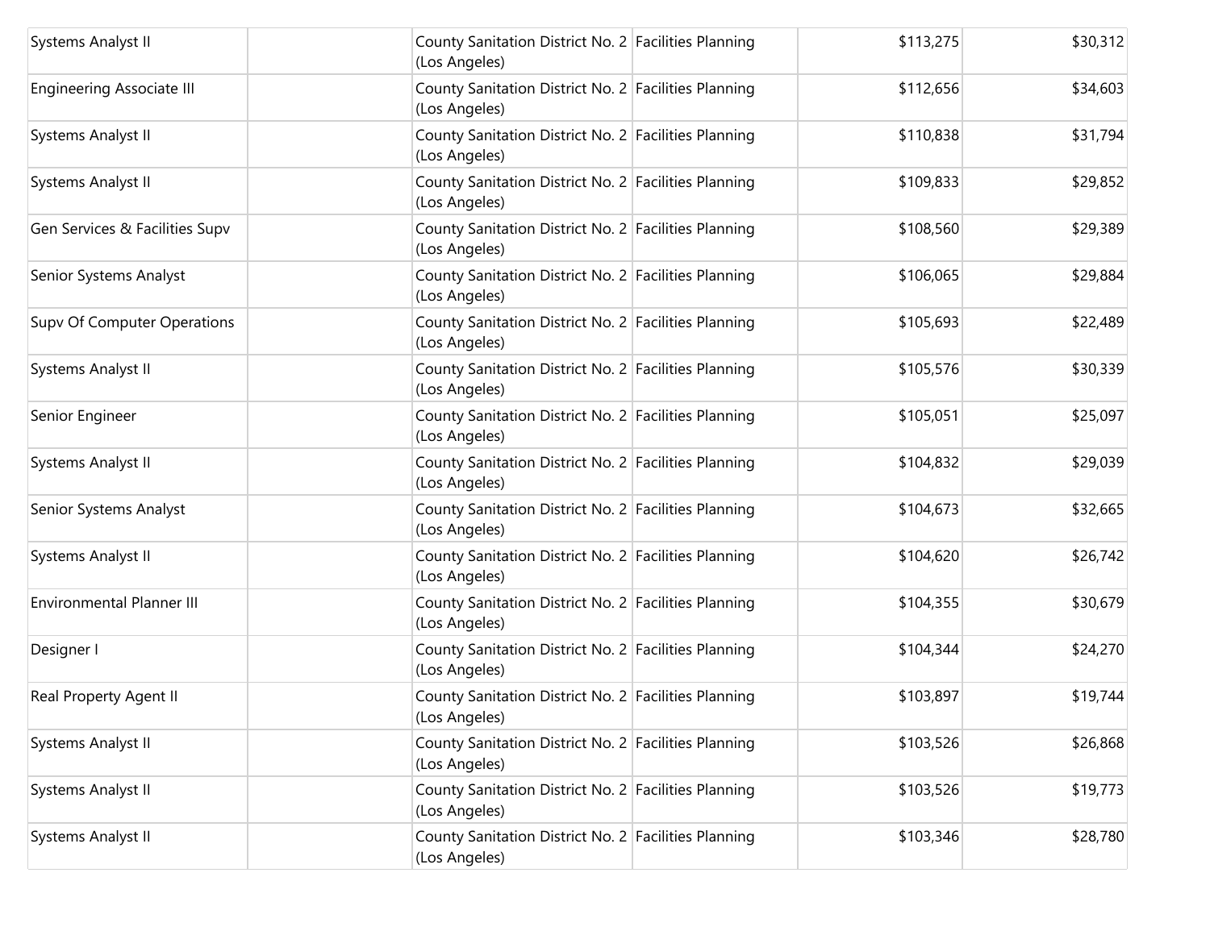| | | | | | |
|---|---|---|---|---|---|
| Systems Analyst II | | County Sanitation District No. 2 (Los Angeles) | Facilities Planning | $113,275 | $30,312 |
| Engineering Associate III | | County Sanitation District No. 2 (Los Angeles) | Facilities Planning | $112,656 | $34,603 |
| Systems Analyst II | | County Sanitation District No. 2 (Los Angeles) | Facilities Planning | $110,838 | $31,794 |
| Systems Analyst II | | County Sanitation District No. 2 (Los Angeles) | Facilities Planning | $109,833 | $29,852 |
| Gen Services & Facilities Supv | | County Sanitation District No. 2 (Los Angeles) | Facilities Planning | $108,560 | $29,389 |
| Senior Systems Analyst | | County Sanitation District No. 2 (Los Angeles) | Facilities Planning | $106,065 | $29,884 |
| Supv Of Computer Operations | | County Sanitation District No. 2 (Los Angeles) | Facilities Planning | $105,693 | $22,489 |
| Systems Analyst II | | County Sanitation District No. 2 (Los Angeles) | Facilities Planning | $105,576 | $30,339 |
| Senior Engineer | | County Sanitation District No. 2 (Los Angeles) | Facilities Planning | $105,051 | $25,097 |
| Systems Analyst II | | County Sanitation District No. 2 (Los Angeles) | Facilities Planning | $104,832 | $29,039 |
| Senior Systems Analyst | | County Sanitation District No. 2 (Los Angeles) | Facilities Planning | $104,673 | $32,665 |
| Systems Analyst II | | County Sanitation District No. 2 (Los Angeles) | Facilities Planning | $104,620 | $26,742 |
| Environmental Planner III | | County Sanitation District No. 2 (Los Angeles) | Facilities Planning | $104,355 | $30,679 |
| Designer I | | County Sanitation District No. 2 (Los Angeles) | Facilities Planning | $104,344 | $24,270 |
| Real Property Agent II | | County Sanitation District No. 2 (Los Angeles) | Facilities Planning | $103,897 | $19,744 |
| Systems Analyst II | | County Sanitation District No. 2 (Los Angeles) | Facilities Planning | $103,526 | $26,868 |
| Systems Analyst II | | County Sanitation District No. 2 (Los Angeles) | Facilities Planning | $103,526 | $19,773 |
| Systems Analyst II | | County Sanitation District No. 2 (Los Angeles) | Facilities Planning | $103,346 | $28,780 |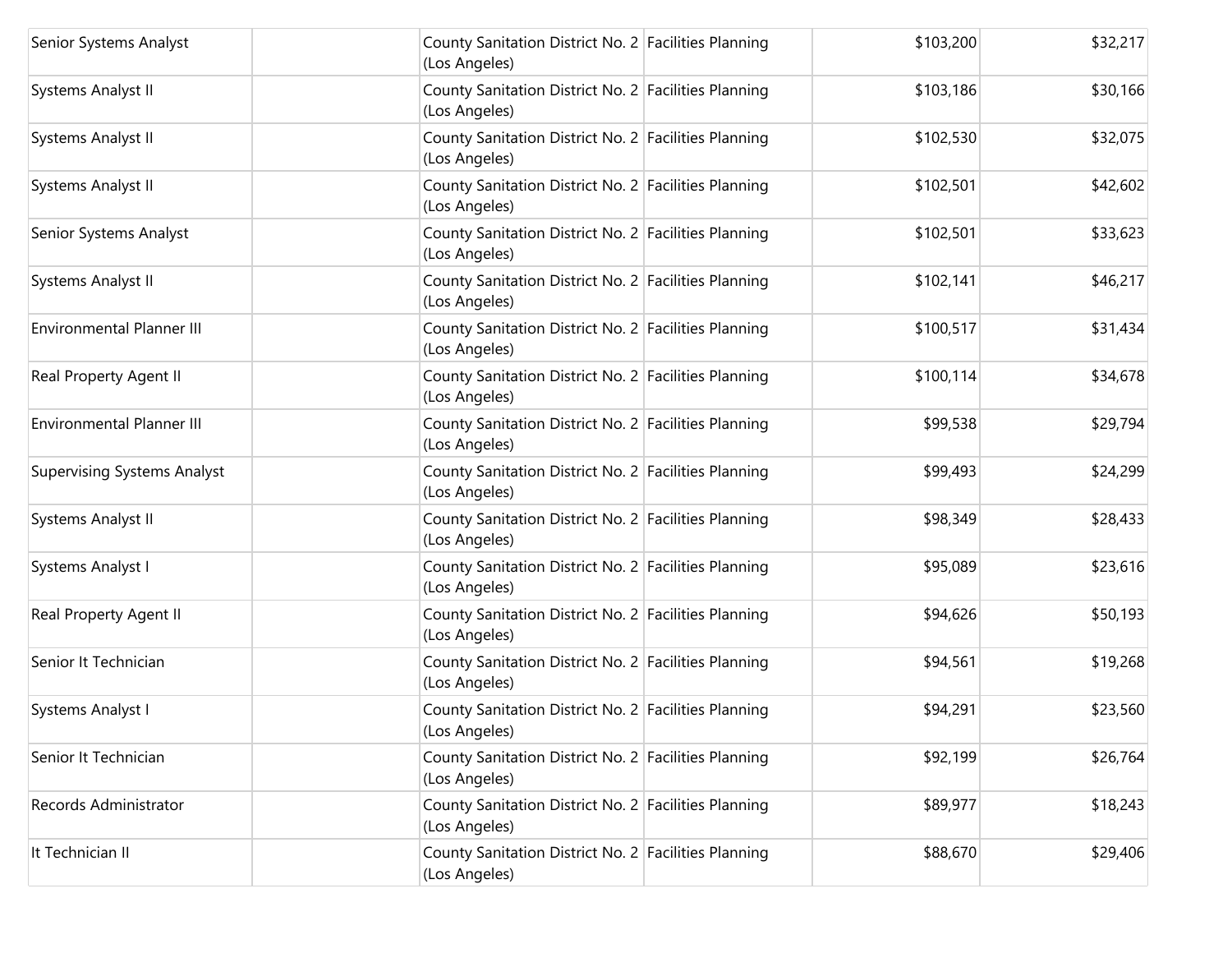| | | | | | |
|---|---|---|---|---|---|
| Senior Systems Analyst | | County Sanitation District No. 2 (Los Angeles) | Facilities Planning | $103,200 | $32,217 |
| Systems Analyst II | | County Sanitation District No. 2 (Los Angeles) | Facilities Planning | $103,186 | $30,166 |
| Systems Analyst II | | County Sanitation District No. 2 (Los Angeles) | Facilities Planning | $102,530 | $32,075 |
| Systems Analyst II | | County Sanitation District No. 2 (Los Angeles) | Facilities Planning | $102,501 | $42,602 |
| Senior Systems Analyst | | County Sanitation District No. 2 (Los Angeles) | Facilities Planning | $102,501 | $33,623 |
| Systems Analyst II | | County Sanitation District No. 2 (Los Angeles) | Facilities Planning | $102,141 | $46,217 |
| Environmental Planner III | | County Sanitation District No. 2 (Los Angeles) | Facilities Planning | $100,517 | $31,434 |
| Real Property Agent II | | County Sanitation District No. 2 (Los Angeles) | Facilities Planning | $100,114 | $34,678 |
| Environmental Planner III | | County Sanitation District No. 2 (Los Angeles) | Facilities Planning | $99,538 | $29,794 |
| Supervising Systems Analyst | | County Sanitation District No. 2 (Los Angeles) | Facilities Planning | $99,493 | $24,299 |
| Systems Analyst II | | County Sanitation District No. 2 (Los Angeles) | Facilities Planning | $98,349 | $28,433 |
| Systems Analyst I | | County Sanitation District No. 2 (Los Angeles) | Facilities Planning | $95,089 | $23,616 |
| Real Property Agent II | | County Sanitation District No. 2 (Los Angeles) | Facilities Planning | $94,626 | $50,193 |
| Senior It Technician | | County Sanitation District No. 2 (Los Angeles) | Facilities Planning | $94,561 | $19,268 |
| Systems Analyst I | | County Sanitation District No. 2 (Los Angeles) | Facilities Planning | $94,291 | $23,560 |
| Senior It Technician | | County Sanitation District No. 2 (Los Angeles) | Facilities Planning | $92,199 | $26,764 |
| Records Administrator | | County Sanitation District No. 2 (Los Angeles) | Facilities Planning | $89,977 | $18,243 |
| It Technician II | | County Sanitation District No. 2 (Los Angeles) | Facilities Planning | $88,670 | $29,406 |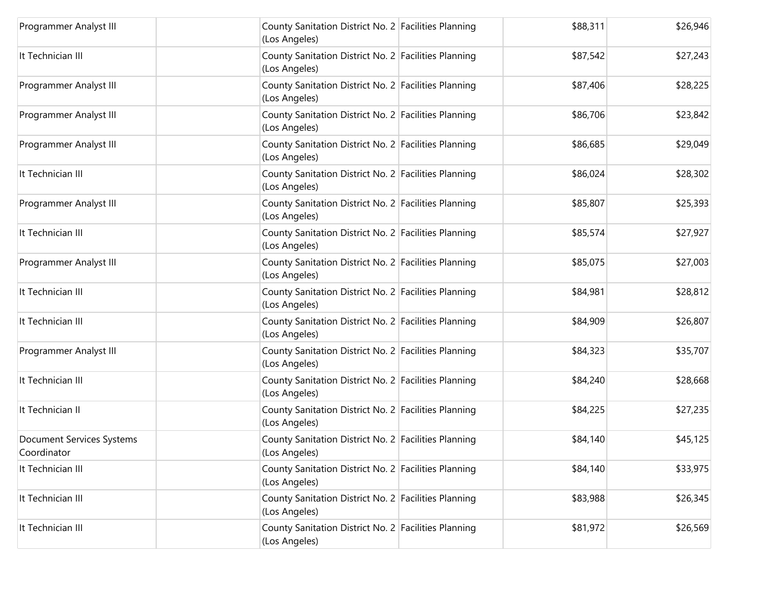| | | | | | |
|---|---|---|---|---|---|
| Programmer Analyst III | | County Sanitation District No. 2 (Los Angeles) | Facilities Planning | $88,311 | $26,946 |
| It Technician III | | County Sanitation District No. 2 (Los Angeles) | Facilities Planning | $87,542 | $27,243 |
| Programmer Analyst III | | County Sanitation District No. 2 (Los Angeles) | Facilities Planning | $87,406 | $28,225 |
| Programmer Analyst III | | County Sanitation District No. 2 (Los Angeles) | Facilities Planning | $86,706 | $23,842 |
| Programmer Analyst III | | County Sanitation District No. 2 (Los Angeles) | Facilities Planning | $86,685 | $29,049 |
| It Technician III | | County Sanitation District No. 2 (Los Angeles) | Facilities Planning | $86,024 | $28,302 |
| Programmer Analyst III | | County Sanitation District No. 2 (Los Angeles) | Facilities Planning | $85,807 | $25,393 |
| It Technician III | | County Sanitation District No. 2 (Los Angeles) | Facilities Planning | $85,574 | $27,927 |
| Programmer Analyst III | | County Sanitation District No. 2 (Los Angeles) | Facilities Planning | $85,075 | $27,003 |
| It Technician III | | County Sanitation District No. 2 (Los Angeles) | Facilities Planning | $84,981 | $28,812 |
| It Technician III | | County Sanitation District No. 2 (Los Angeles) | Facilities Planning | $84,909 | $26,807 |
| Programmer Analyst III | | County Sanitation District No. 2 (Los Angeles) | Facilities Planning | $84,323 | $35,707 |
| It Technician III | | County Sanitation District No. 2 (Los Angeles) | Facilities Planning | $84,240 | $28,668 |
| It Technician II | | County Sanitation District No. 2 (Los Angeles) | Facilities Planning | $84,225 | $27,235 |
| Document Services Systems Coordinator | | County Sanitation District No. 2 (Los Angeles) | Facilities Planning | $84,140 | $45,125 |
| It Technician III | | County Sanitation District No. 2 (Los Angeles) | Facilities Planning | $84,140 | $33,975 |
| It Technician III | | County Sanitation District No. 2 (Los Angeles) | Facilities Planning | $83,988 | $26,345 |
| It Technician III | | County Sanitation District No. 2 (Los Angeles) | Facilities Planning | $81,972 | $26,569 |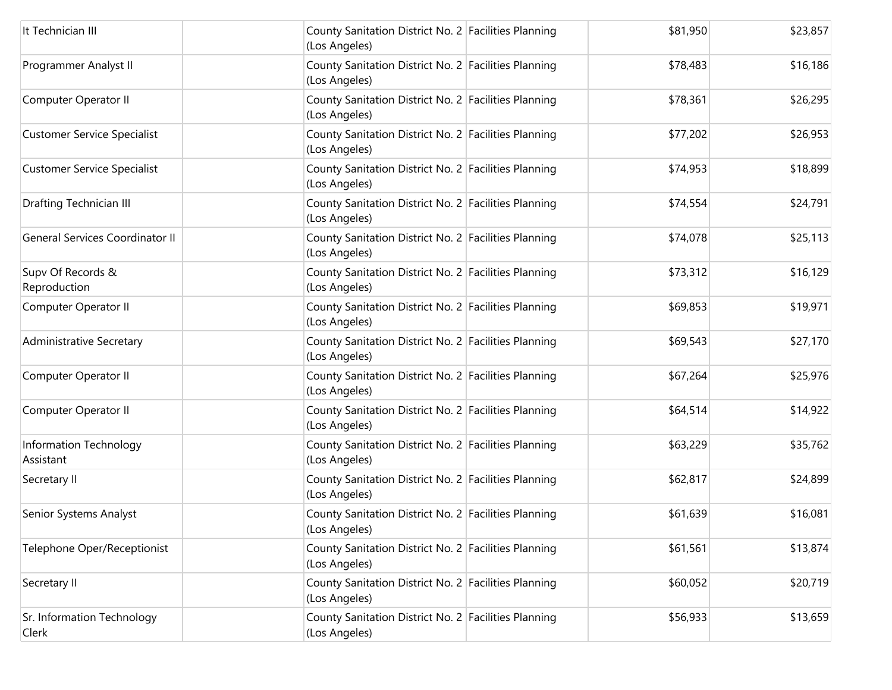| | | | | | |
|---|---|---|---|---|---|
| It Technician III | | County Sanitation District No. 2 (Los Angeles) | Facilities Planning | $81,950 | $23,857 |
| Programmer Analyst II | | County Sanitation District No. 2 (Los Angeles) | Facilities Planning | $78,483 | $16,186 |
| Computer Operator II | | County Sanitation District No. 2 (Los Angeles) | Facilities Planning | $78,361 | $26,295 |
| Customer Service Specialist | | County Sanitation District No. 2 (Los Angeles) | Facilities Planning | $77,202 | $26,953 |
| Customer Service Specialist | | County Sanitation District No. 2 (Los Angeles) | Facilities Planning | $74,953 | $18,899 |
| Drafting Technician III | | County Sanitation District No. 2 (Los Angeles) | Facilities Planning | $74,554 | $24,791 |
| General Services Coordinator II | | County Sanitation District No. 2 (Los Angeles) | Facilities Planning | $74,078 | $25,113 |
| Supv Of Records & Reproduction | | County Sanitation District No. 2 (Los Angeles) | Facilities Planning | $73,312 | $16,129 |
| Computer Operator II | | County Sanitation District No. 2 (Los Angeles) | Facilities Planning | $69,853 | $19,971 |
| Administrative Secretary | | County Sanitation District No. 2 (Los Angeles) | Facilities Planning | $69,543 | $27,170 |
| Computer Operator II | | County Sanitation District No. 2 (Los Angeles) | Facilities Planning | $67,264 | $25,976 |
| Computer Operator II | | County Sanitation District No. 2 (Los Angeles) | Facilities Planning | $64,514 | $14,922 |
| Information Technology Assistant | | County Sanitation District No. 2 (Los Angeles) | Facilities Planning | $63,229 | $35,762 |
| Secretary II | | County Sanitation District No. 2 (Los Angeles) | Facilities Planning | $62,817 | $24,899 |
| Senior Systems Analyst | | County Sanitation District No. 2 (Los Angeles) | Facilities Planning | $61,639 | $16,081 |
| Telephone Oper/Receptionist | | County Sanitation District No. 2 (Los Angeles) | Facilities Planning | $61,561 | $13,874 |
| Secretary II | | County Sanitation District No. 2 (Los Angeles) | Facilities Planning | $60,052 | $20,719 |
| Sr. Information Technology Clerk | | County Sanitation District No. 2 (Los Angeles) | Facilities Planning | $56,933 | $13,659 |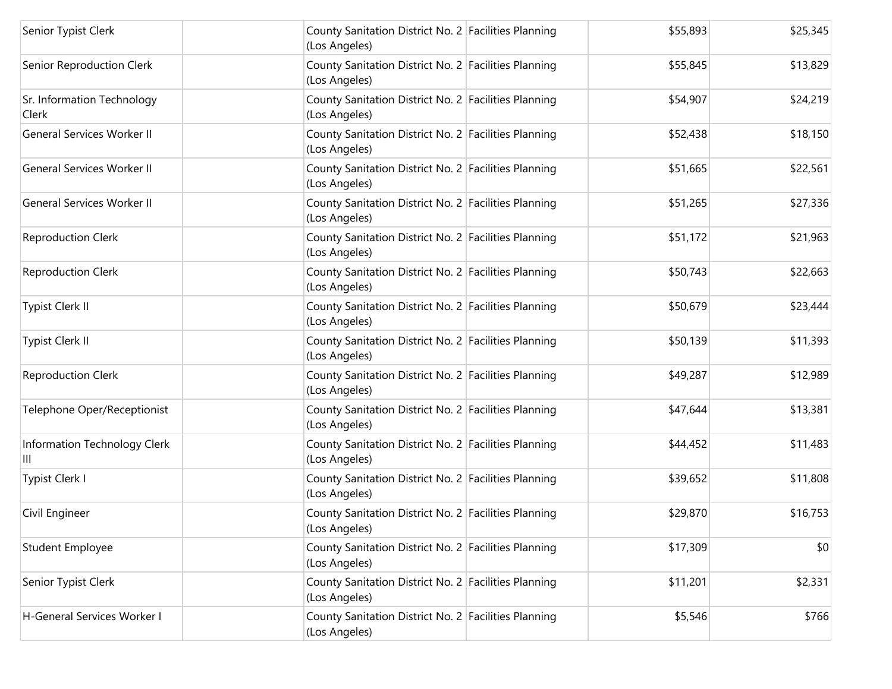| | | | | | |
|---|---|---|---|---|---|
| Senior Typist Clerk | | County Sanitation District No. 2 (Los Angeles) | Facilities Planning | $55,893 | $25,345 |
| Senior Reproduction Clerk | | County Sanitation District No. 2 (Los Angeles) | Facilities Planning | $55,845 | $13,829 |
| Sr. Information Technology Clerk | | County Sanitation District No. 2 (Los Angeles) | Facilities Planning | $54,907 | $24,219 |
| General Services Worker II | | County Sanitation District No. 2 (Los Angeles) | Facilities Planning | $52,438 | $18,150 |
| General Services Worker II | | County Sanitation District No. 2 (Los Angeles) | Facilities Planning | $51,665 | $22,561 |
| General Services Worker II | | County Sanitation District No. 2 (Los Angeles) | Facilities Planning | $51,265 | $27,336 |
| Reproduction Clerk | | County Sanitation District No. 2 (Los Angeles) | Facilities Planning | $51,172 | $21,963 |
| Reproduction Clerk | | County Sanitation District No. 2 (Los Angeles) | Facilities Planning | $50,743 | $22,663 |
| Typist Clerk II | | County Sanitation District No. 2 (Los Angeles) | Facilities Planning | $50,679 | $23,444 |
| Typist Clerk II | | County Sanitation District No. 2 (Los Angeles) | Facilities Planning | $50,139 | $11,393 |
| Reproduction Clerk | | County Sanitation District No. 2 (Los Angeles) | Facilities Planning | $49,287 | $12,989 |
| Telephone Oper/Receptionist | | County Sanitation District No. 2 (Los Angeles) | Facilities Planning | $47,644 | $13,381 |
| Information Technology Clerk III | | County Sanitation District No. 2 (Los Angeles) | Facilities Planning | $44,452 | $11,483 |
| Typist Clerk I | | County Sanitation District No. 2 (Los Angeles) | Facilities Planning | $39,652 | $11,808 |
| Civil Engineer | | County Sanitation District No. 2 (Los Angeles) | Facilities Planning | $29,870 | $16,753 |
| Student Employee | | County Sanitation District No. 2 (Los Angeles) | Facilities Planning | $17,309 | $0 |
| Senior Typist Clerk | | County Sanitation District No. 2 (Los Angeles) | Facilities Planning | $11,201 | $2,331 |
| H-General Services Worker I | | County Sanitation District No. 2 (Los Angeles) | Facilities Planning | $5,546 | $766 |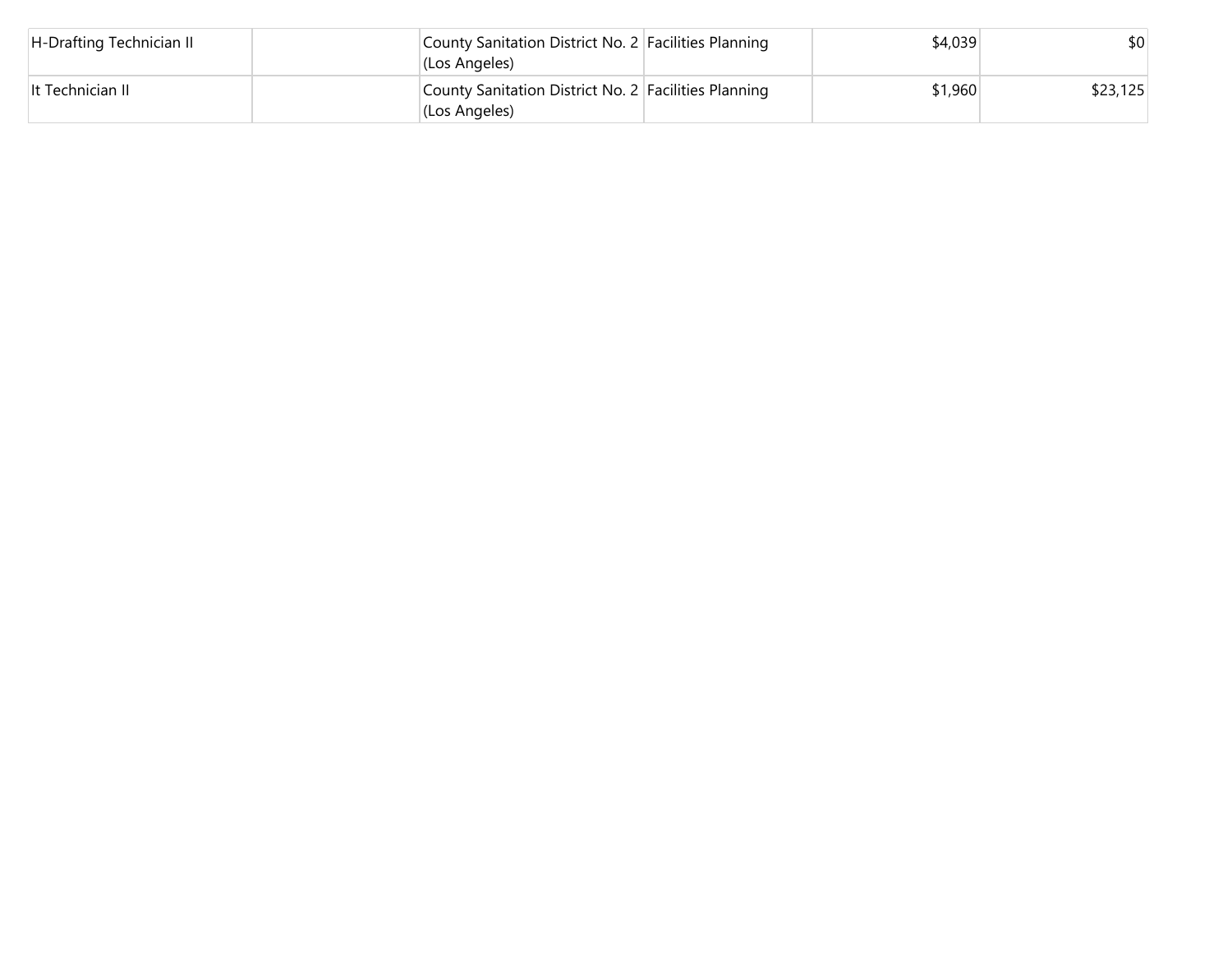| | | | | | |
|---|---|---|---|---|---|
| H-Drafting Technician II | | County Sanitation District No. 2 (Los Angeles) | Facilities Planning | $4,039 | $0 |
| It Technician II | | County Sanitation District No. 2 (Los Angeles) | Facilities Planning | $1,960 | $23,125 |